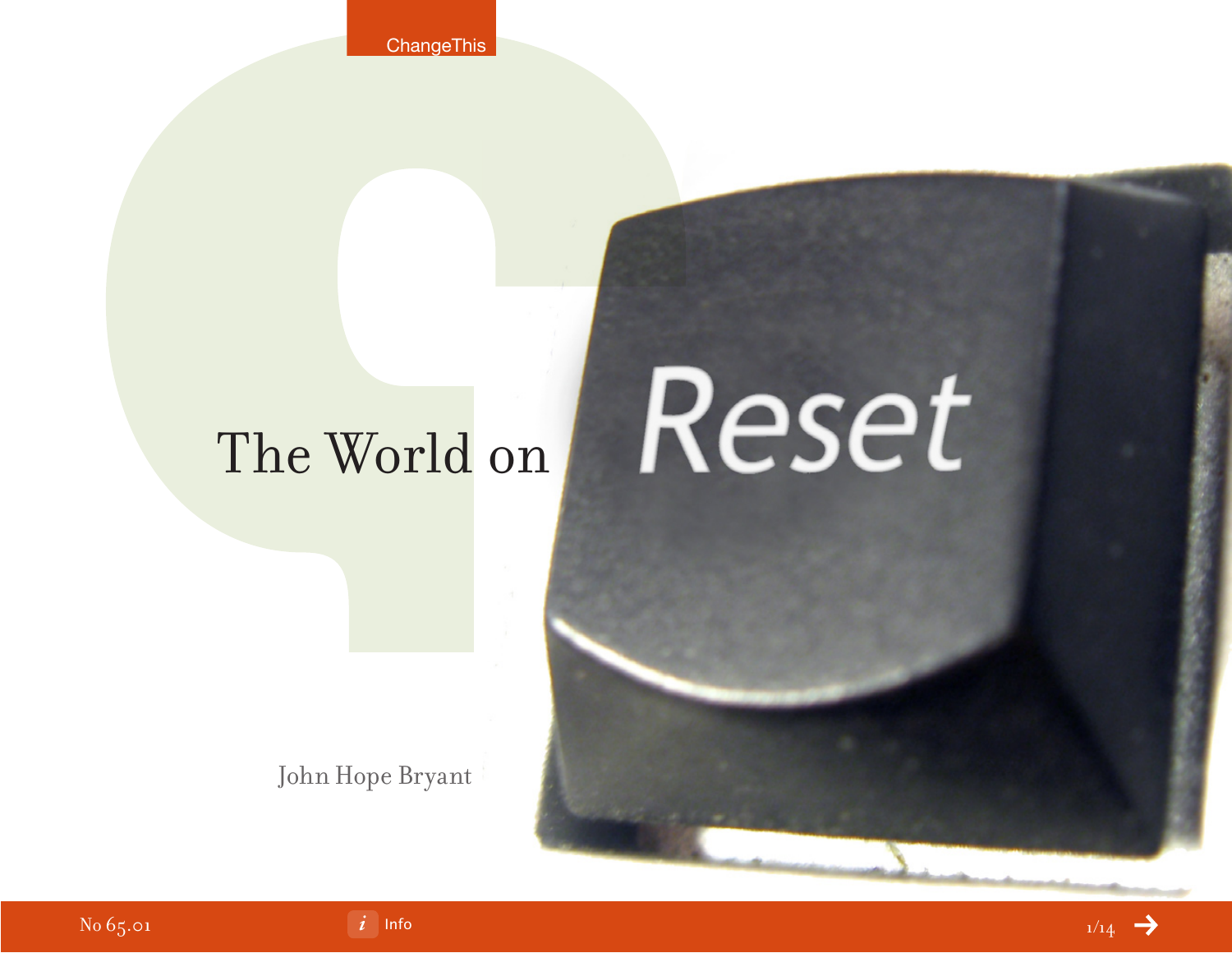# The World on Reset

John Hope Bryant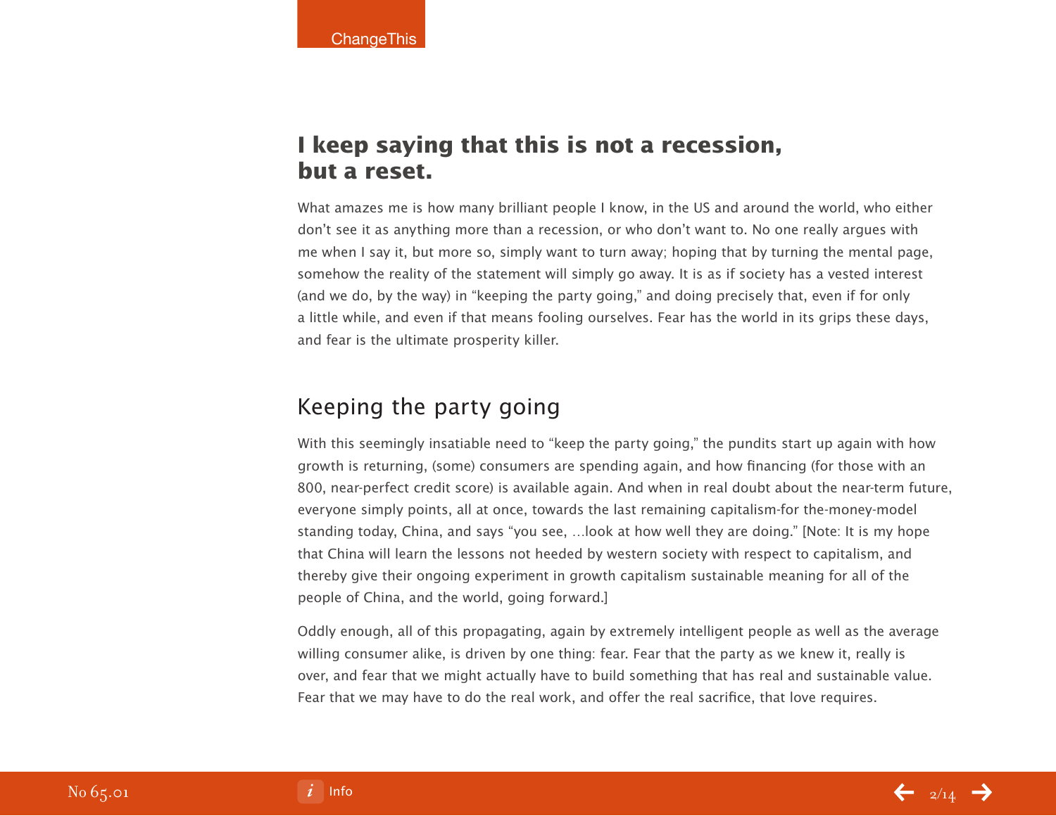## I keep saying that this is not a recession, but a reset.

What amazes me is how many brilliant people I know, in the US and around the world, who either don't see it as anything more than a recession, or who don't want to. No one really argues with me when I say it, but more so, simply want to turn away; hoping that by turning the mental page, somehow the reality of the statement will simply go away. It is as if society has a vested interest (and we do, by the way) in "keeping the party going," and doing precisely that, even if for only a little while, and even if that means fooling ourselves. Fear has the world in its grips these days, and fear is the ultimate prosperity killer.

### Keeping the party going

With this seemingly insatiable need to "keep the party going," the pundits start up again with how growth is returning, (some) consumers are spending again, and how financing (for those with an 800, near-perfect credit score) is available again. And when in real doubt about the near-term future, everyone simply points, all at once, towards the last remaining capitalism-for the-money-model standing today, China, and says "you see, …look at how well they are doing." [Note: It is my hope that China will learn the lessons not heeded by western society with respect to capitalism, and thereby give their ongoing experiment in growth capitalism sustainable meaning for all of the people of China, and the world, going forward.]

Oddly enough, all of this propagating, again by extremely intelligent people as well as the average willing consumer alike, is driven by one thing: fear. Fear that the party as we knew it, really is over, and fear that we might actually have to build something that has real and sustainable value. Fear that we may have to do the real work, and offer the real sacrifice, that love requires.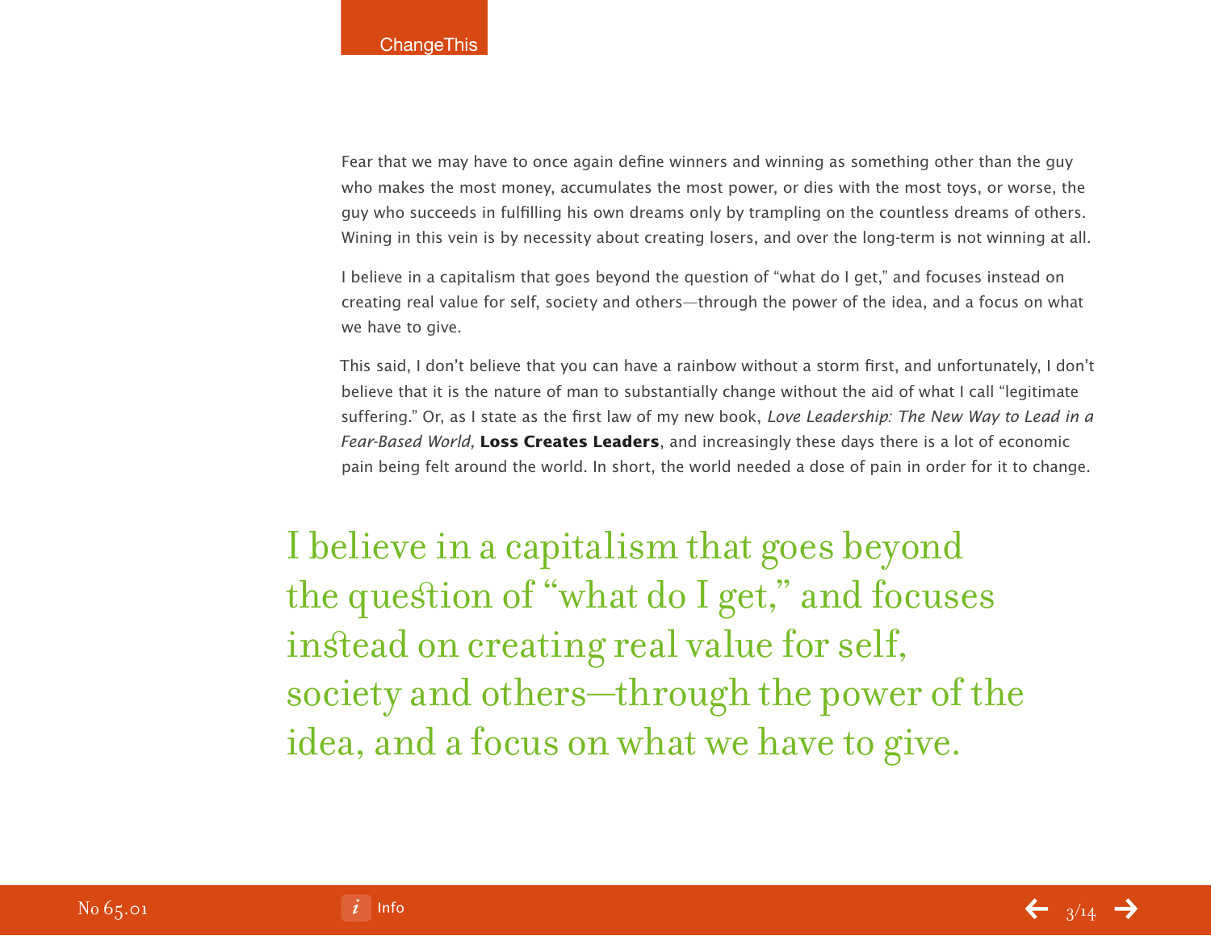Fear that we may have to once again define winners and winning as something other than the guy who makes the most money, accumulates the most power, or dies with the most toys, or worse, the guy who succeeds in fulfilling his own dreams only by trampling on the countless dreams of others. Wining in this vein is by necessity about creating losers, and over the long-term is not winning at all.

I believe in a capitalism that goes beyond the question of "what do I get," and focuses instead on creating real value for self, society and others—through the power of the idea, and a focus on what we have to give.

This said, I don't believe that you can have a rainbow without a storm first, and unfortunately, I don't believe that it is the nature of man to substantially change without the aid of what I call "legitimate suffering." Or, as I state as the first law of my new book, *Love Leadership: The New Way to Lead in a Fear-Based World,* **Loss Creates Leaders**, and increasingly these days there is a lot of economic pain being felt around the world. In short, the world needed a dose of pain in order for it to change.

> I believe in a capitalism that goes beyond the question of "what do I get," and focuses instead on creating real value for self, society and others—through the power of the idea, and a focus on what we have to give.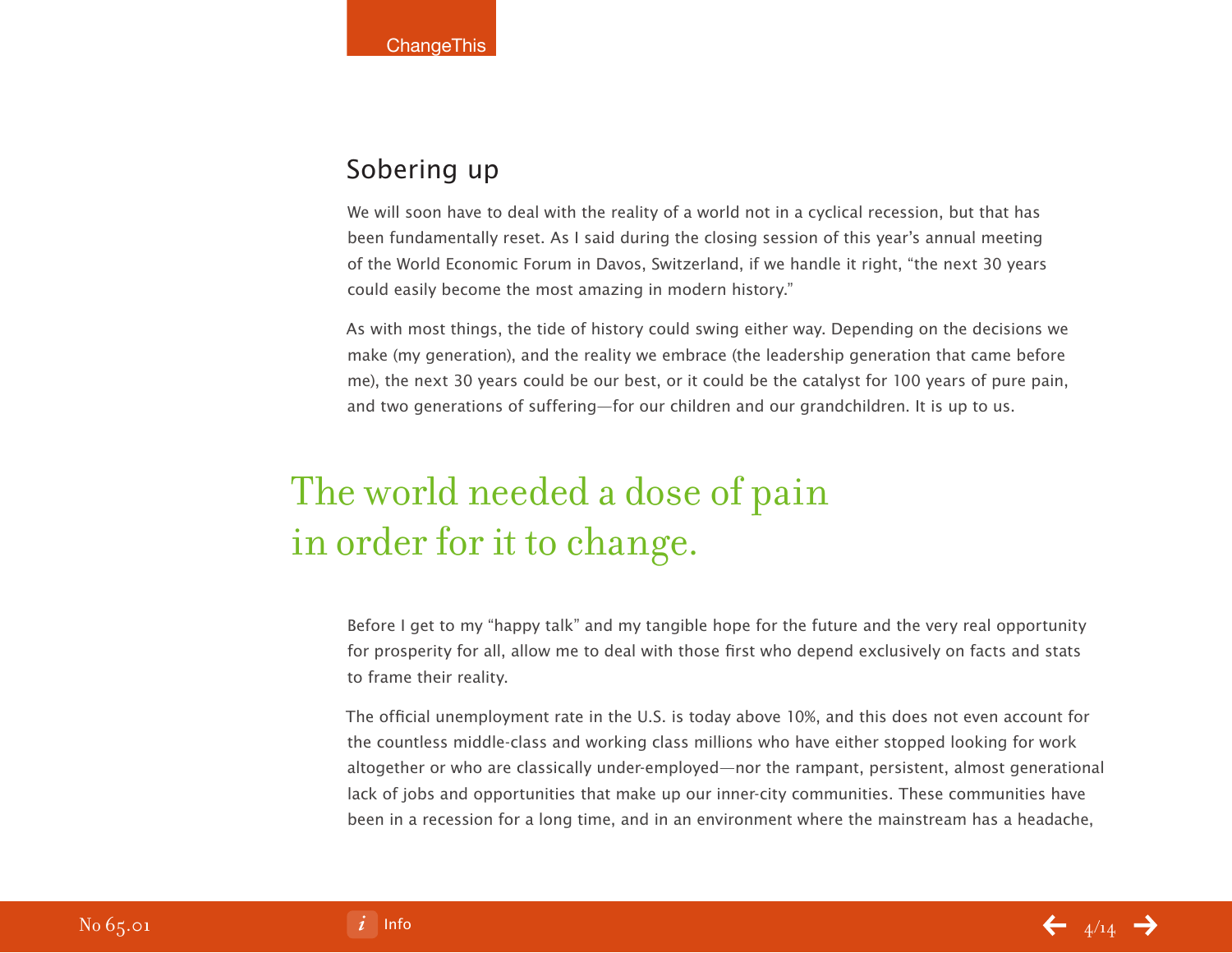## Sobering up

We will soon have to deal with the reality of a world not in a cyclical recession, but that has been fundamentally reset. As I said during the closing session of this year's annual meeting of the World Economic Forum in Davos, Switzerland, if we handle it right, "the next 30 years could easily become the most amazing in modern history."

As with most things, the tide of history could swing either way. Depending on the decisions we make (my generation), and the reality we embrace (the leadership generation that came before me), the next 30 years could be our best, or it could be the catalyst for 100 years of pure pain, and two generations of suffering—for our children and our grandchildren. It is up to us.

> The world needed a dose of pain in order for it to change.

Before I get to my "happy talk" and my tangible hope for the future and the very real opportunity for prosperity for all, allow me to deal with those first who depend exclusively on facts and stats to frame their reality.

The official unemployment rate in the U.S. is today above 10%, and this does not even account for the countless middle-class and working class millions who have either stopped looking for work altogether or who are classically under-employed—nor the rampant, persistent, almost generational lack of jobs and opportunities that make up our inner-city communities. These communities have been in a recession for a long time, and in an environment where the mainstream has a headache,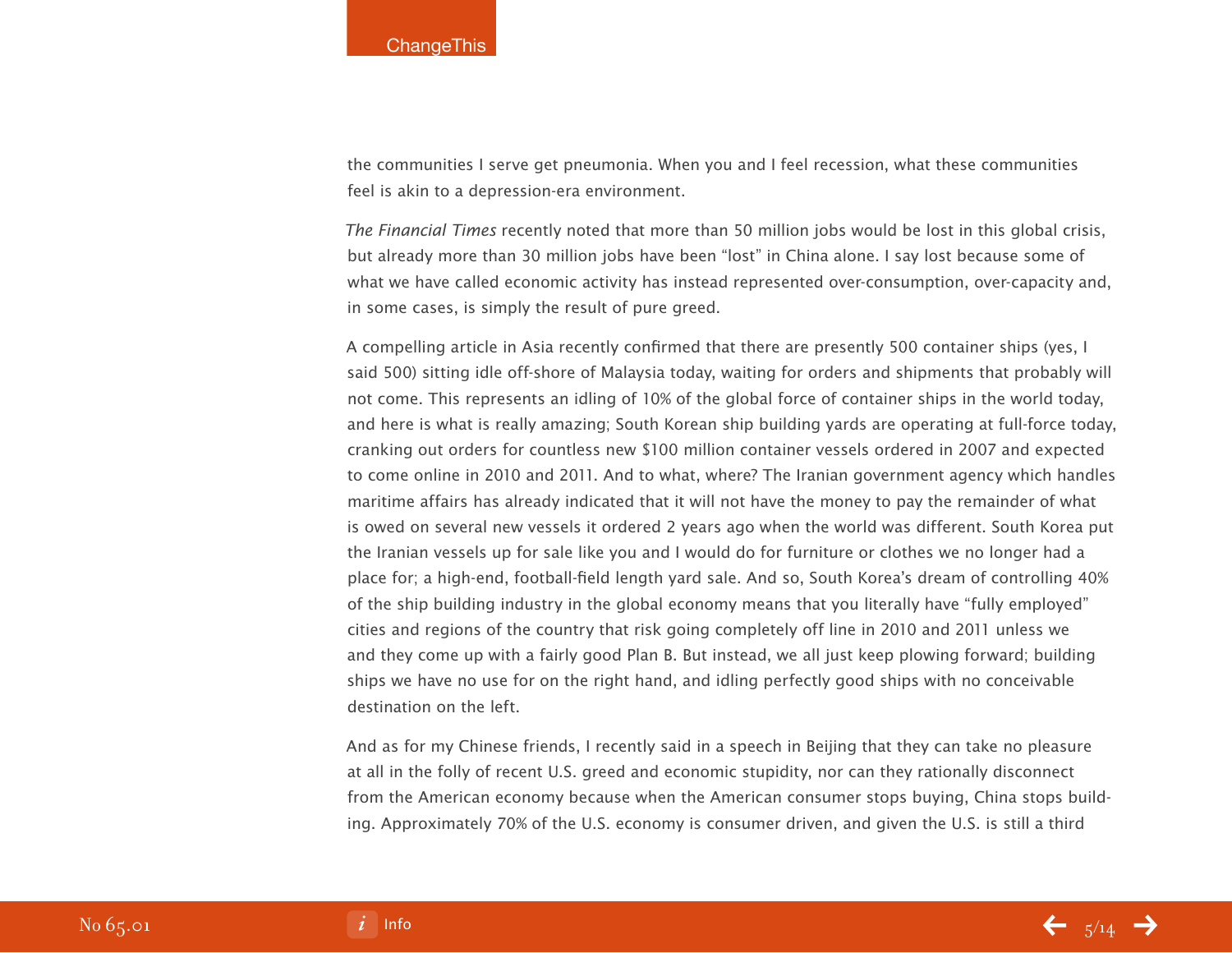the communities I serve get pneumonia. When you and I feel recession, what these communities feel is akin to a depression-era environment.

*The Financial Times* recently noted that more than 50 million jobs would be lost in this global crisis, but already more than 30 million jobs have been "lost" in China alone. I say lost because some of what we have called economic activity has instead represented over-consumption, over-capacity and, in some cases, is simply the result of pure greed.

A compelling article in Asia recently confirmed that there are presently 500 container ships (yes, I said 500) sitting idle off-shore of Malaysia today, waiting for orders and shipments that probably will not come. This represents an idling of 10% of the global force of container ships in the world today, and here is what is really amazing; South Korean ship building yards are operating at full-force today, cranking out orders for countless new $100 million container vessels ordered in 2007 and expected to come online in 2010 and 2011. And to what, where? The Iranian government agency which handles maritime affairs has already indicated that it will not have the money to pay the remainder of what is owed on several new vessels it ordered 2 years ago when the world was different. South Korea put the Iranian vessels up for sale like you and I would do for furniture or clothes we no longer had a place for; a high-end, football-field length yard sale. And so, South Korea's dream of controlling 40% of the ship building industry in the global economy means that you literally have "fully employed" cities and regions of the country that risk going completely off line in 2010 and 2011 unless we and they come up with a fairly good Plan B. But instead, we all just keep plowing forward; building ships we have no use for on the right hand, and idling perfectly good ships with no conceivable destination on the left.

And as for my Chinese friends, I recently said in a speech in Beijing that they can take no pleasure at all in the folly of recent U.S. greed and economic stupidity, nor can they rationally disconnect from the American economy because when the American consumer stops buying, China stops building. Approximately 70% of the U.S. economy is consumer driven, and given the U.S. is still a third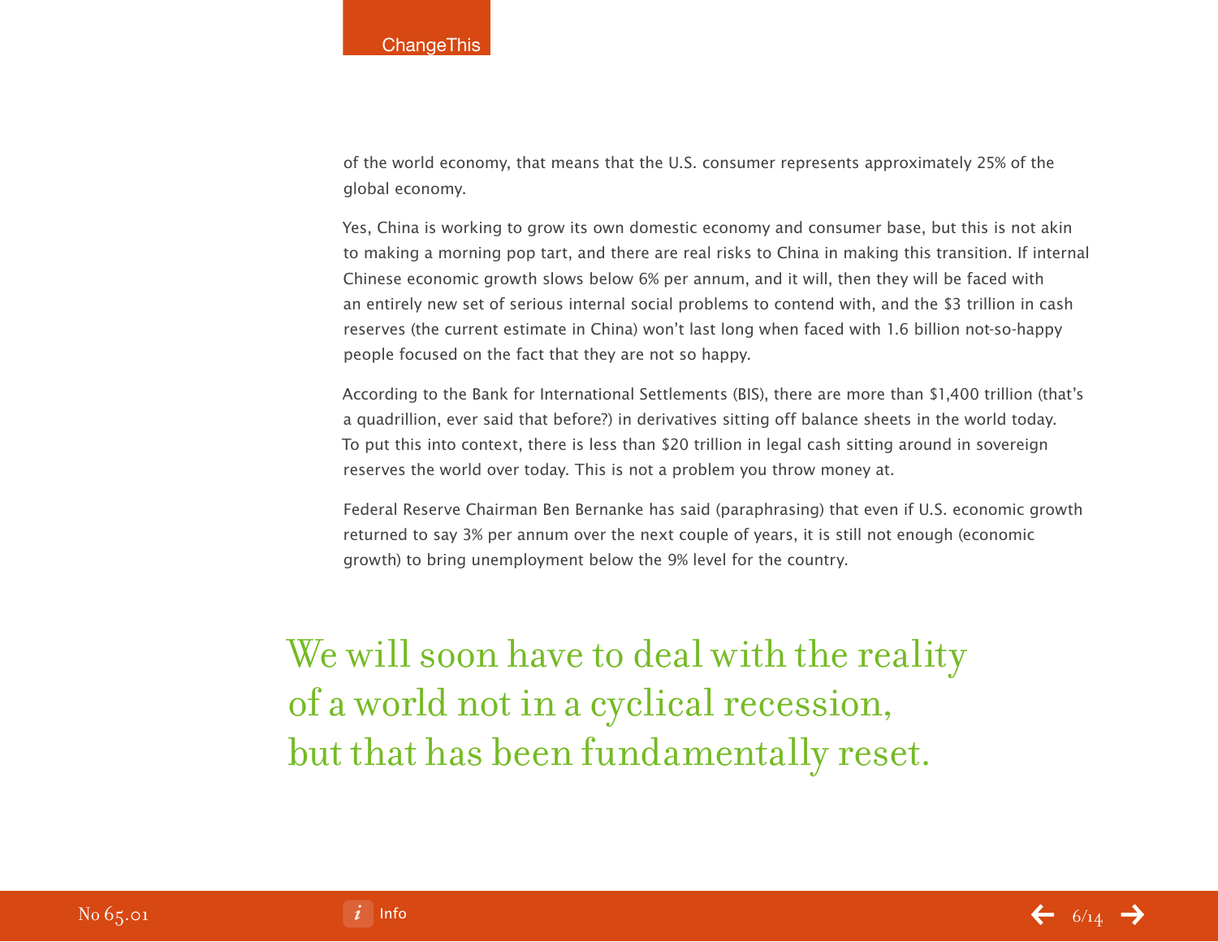of the world economy, that means that the U.S. consumer represents approximately 25% of the global economy.

Yes, China is working to grow its own domestic economy and consumer base, but this is not akin to making a morning pop tart, and there are real risks to China in making this transition. If internal Chinese economic growth slows below 6% per annum, and it will, then they will be faced with an entirely new set of serious internal social problems to contend with, and the $3 trillion in cash reserves (the current estimate in China) won't last long when faced with 1.6 billion not-so-happy people focused on the fact that they are not so happy.

According to the Bank for International Settlements (BIS), there are more than $1,400 trillion (that's a quadrillion, ever said that before?) in derivatives sitting off balance sheets in the world today. To put this into context, there is less than $20 trillion in legal cash sitting around in sovereign reserves the world over today. This is not a problem you throw money at.

Federal Reserve Chairman Ben Bernanke has said (paraphrasing) that even if U.S. economic growth returned to say 3% per annum over the next couple of years, it is still not enough (economic growth) to bring unemployment below the 9% level for the country.

> We will soon have to deal with the reality of a world not in a cyclical recession, but that has been fundamentally reset.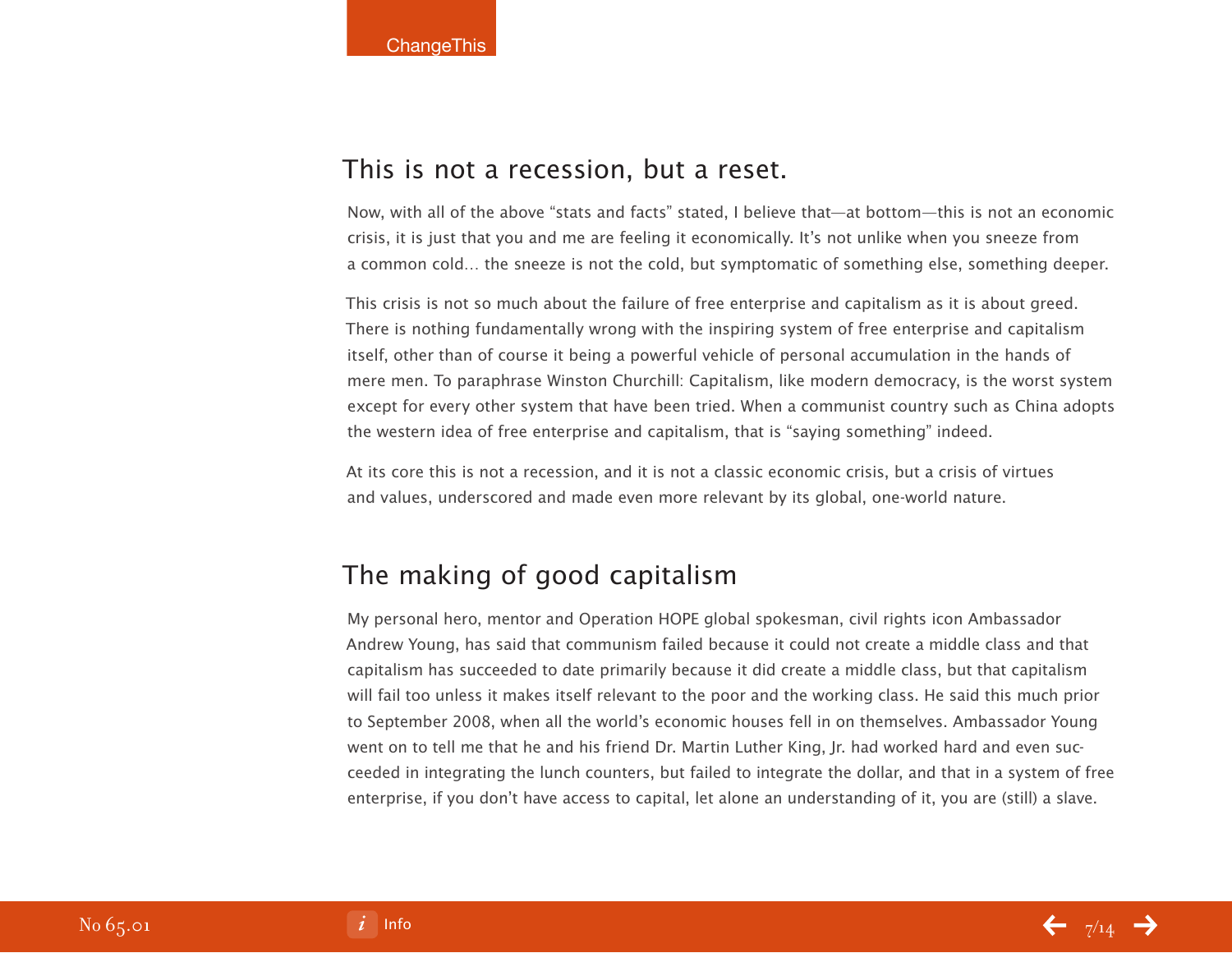## This is not a recession, but a reset.

Now, with all of the above "stats and facts" stated, I believe that—at bottom—this is not an economic crisis, it is just that you and me are feeling it economically. It's not unlike when you sneeze from a common cold… the sneeze is not the cold, but symptomatic of something else, something deeper.

This crisis is not so much about the failure of free enterprise and capitalism as it is about greed. There is nothing fundamentally wrong with the inspiring system of free enterprise and capitalism itself, other than of course it being a powerful vehicle of personal accumulation in the hands of mere men. To paraphrase Winston Churchill: Capitalism, like modern democracy, is the worst system except for every other system that have been tried. When a communist country such as China adopts the western idea of free enterprise and capitalism, that is "saying something" indeed.

At its core this is not a recession, and it is not a classic economic crisis, but a crisis of virtues and values, underscored and made even more relevant by its global, one-world nature.

## The making of good capitalism

My personal hero, mentor and Operation HOPE global spokesman, civil rights icon Ambassador Andrew Young, has said that communism failed because it could not create a middle class and that capitalism has succeeded to date primarily because it did create a middle class, but that capitalism will fail too unless it makes itself relevant to the poor and the working class. He said this much prior to September 2008, when all the world's economic houses fell in on themselves. Ambassador Young went on to tell me that he and his friend Dr. Martin Luther King, Jr. had worked hard and even succeeded in integrating the lunch counters, but failed to integrate the dollar, and that in a system of free enterprise, if you don't have access to capital, let alone an understanding of it, you are (still) a slave.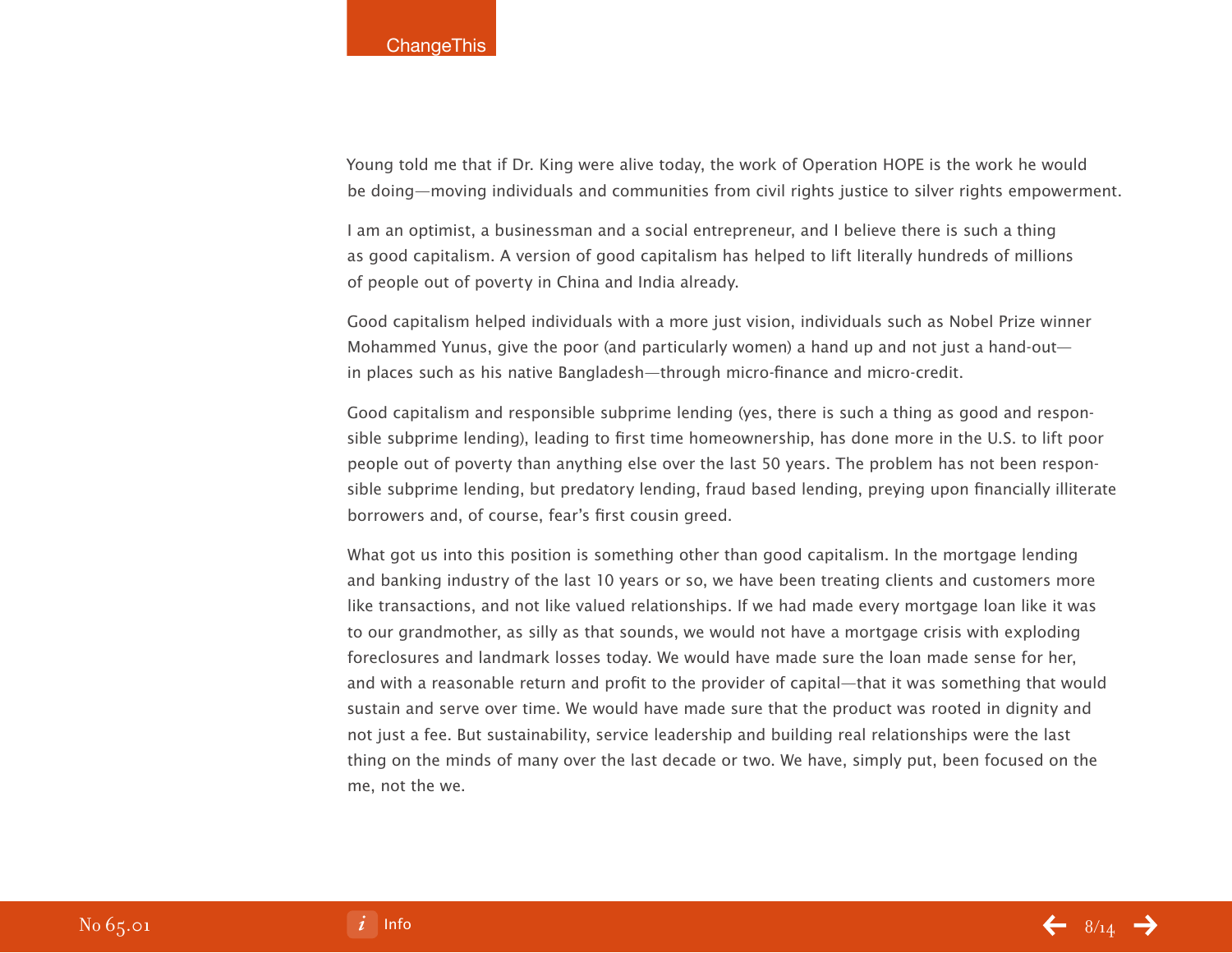Young told me that if Dr. King were alive today, the work of Operation HOPE is the work he would be doing—moving individuals and communities from civil rights justice to silver rights empowerment.

I am an optimist, a businessman and a social entrepreneur, and I believe there is such a thing as good capitalism. A version of good capitalism has helped to lift literally hundreds of millions of people out of poverty in China and India already.

Good capitalism helped individuals with a more just vision, individuals such as Nobel Prize winner Mohammed Yunus, give the poor (and particularly women) a hand up and not just a hand-out—in places such as his native Bangladesh—through micro-finance and micro-credit.

Good capitalism and responsible subprime lending (yes, there is such a thing as good and responsible subprime lending), leading to first time homeownership, has done more in the U.S. to lift poor people out of poverty than anything else over the last 50 years. The problem has not been responsible subprime lending, but predatory lending, fraud based lending, preying upon financially illiterate borrowers and, of course, fear's first cousin greed.

What got us into this position is something other than good capitalism. In the mortgage lending and banking industry of the last 10 years or so, we have been treating clients and customers more like transactions, and not like valued relationships. If we had made every mortgage loan like it was to our grandmother, as silly as that sounds, we would not have a mortgage crisis with exploding foreclosures and landmark losses today. We would have made sure the loan made sense for her, and with a reasonable return and profit to the provider of capital—that it was something that would sustain and serve over time. We would have made sure that the product was rooted in dignity and not just a fee. But sustainability, service leadership and building real relationships were the last thing on the minds of many over the last decade or two. We have, simply put, been focused on the me, not the we.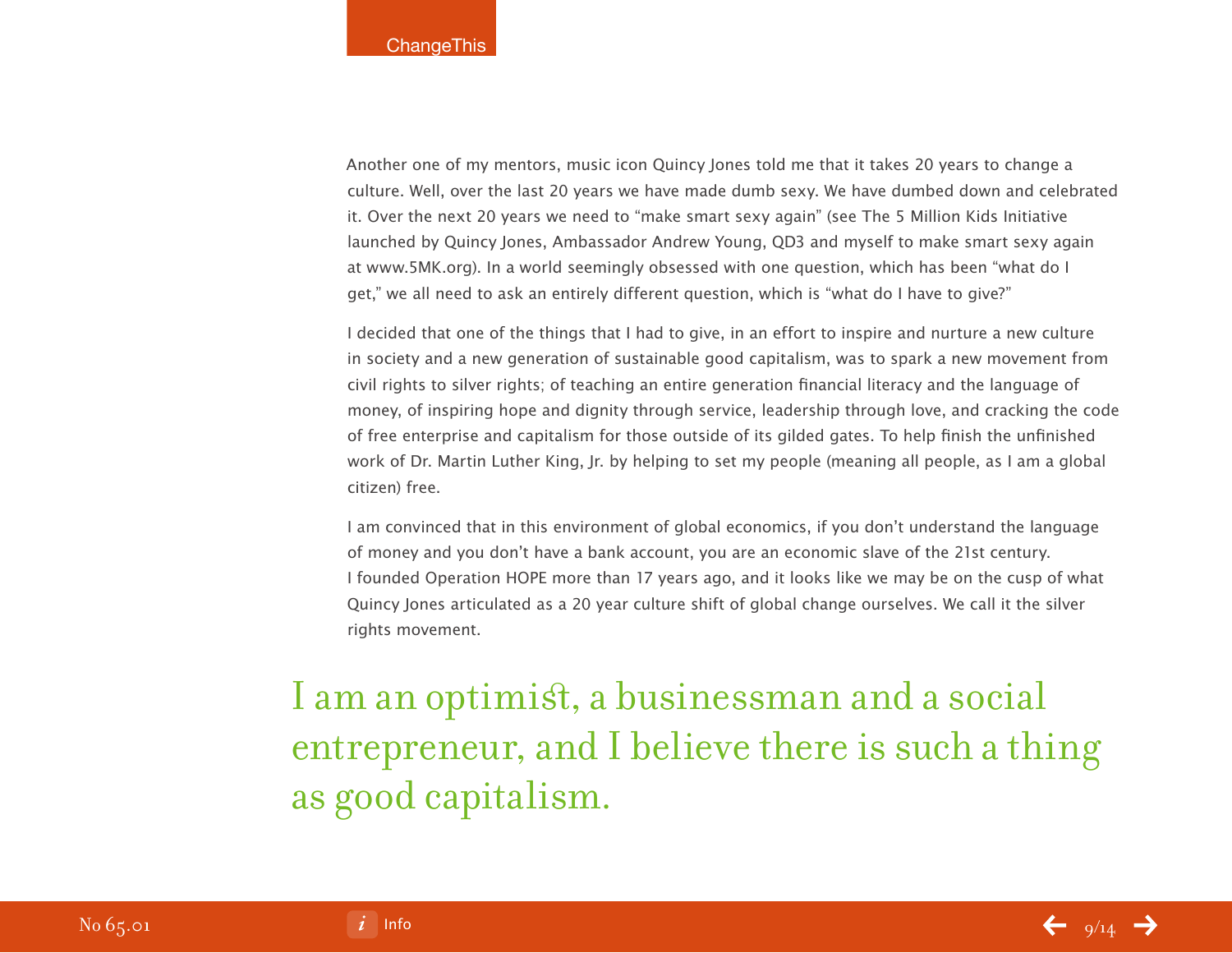Another one of my mentors, music icon Quincy Jones told me that it takes 20 years to change a culture. Well, over the last 20 years we have made dumb sexy. We have dumbed down and celebrated it. Over the next 20 years we need to "make smart sexy again" (see The 5 Million Kids Initiative launched by Quincy Jones, Ambassador Andrew Young, QD3 and myself to make smart sexy again at www.5MK.org). In a world seemingly obsessed with one question, which has been "what do I get," we all need to ask an entirely different question, which is "what do I have to give?"

I decided that one of the things that I had to give, in an effort to inspire and nurture a new culture in society and a new generation of sustainable good capitalism, was to spark a new movement from civil rights to silver rights; of teaching an entire generation financial literacy and the language of money, of inspiring hope and dignity through service, leadership through love, and cracking the code of free enterprise and capitalism for those outside of its gilded gates. To help finish the unfinished work of Dr. Martin Luther King, Jr. by helping to set my people (meaning all people, as I am a global citizen) free.

I am convinced that in this environment of global economics, if you don't understand the language of money and you don't have a bank account, you are an economic slave of the 21st century. I founded Operation HOPE more than 17 years ago, and it looks like we may be on the cusp of what Quincy Jones articulated as a 20 year culture shift of global change ourselves. We call it the silver rights movement.

## I am an optimist, a businessman and a social entrepreneur, and I believe there is such a thing as good capitalism.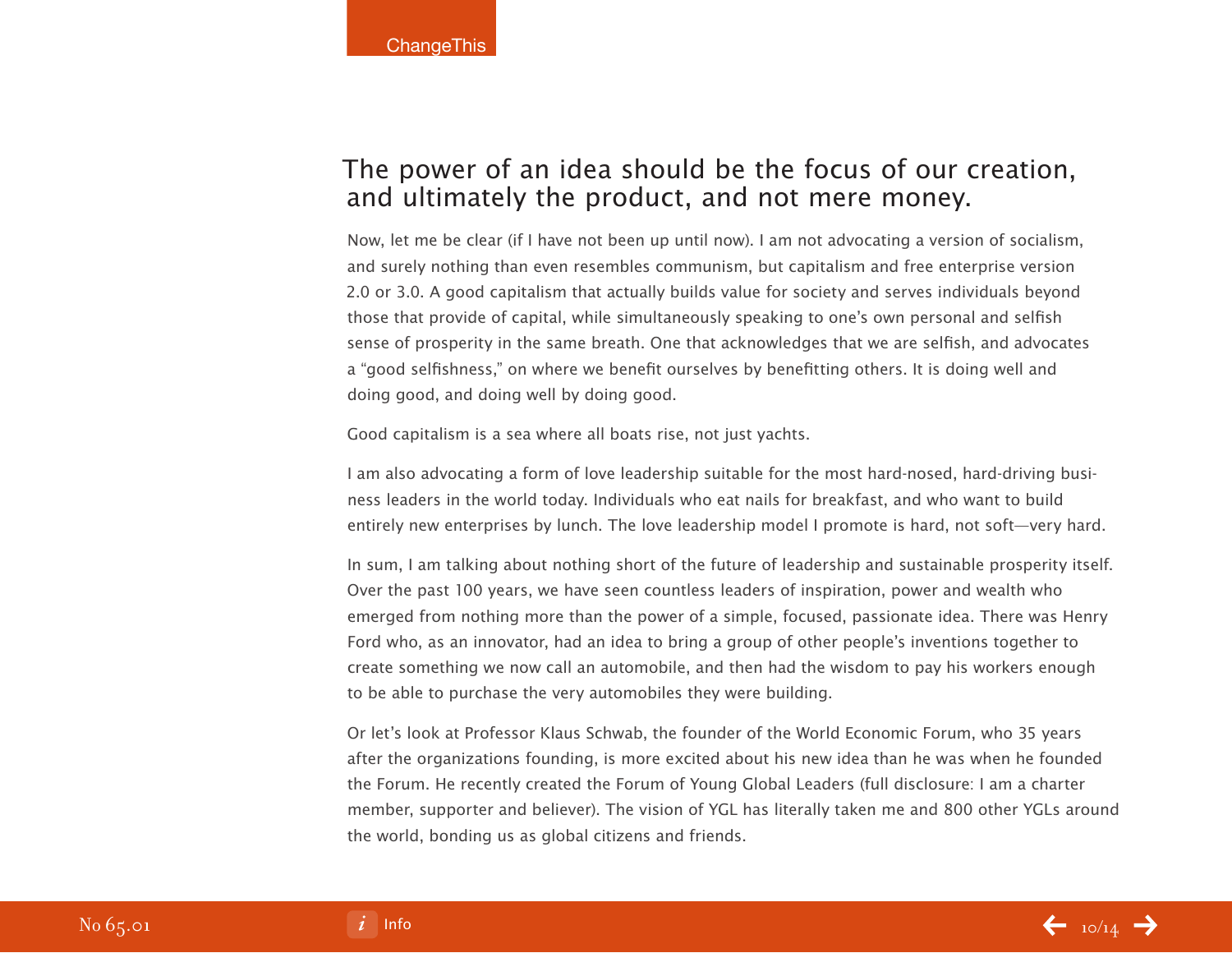## The power of an idea should be the focus of our creation, and ultimately the product, and not mere money.

Now, let me be clear (if I have not been up until now). I am not advocating a version of socialism, and surely nothing than even resembles communism, but capitalism and free enterprise version 2.0 or 3.0. A good capitalism that actually builds value for society and serves individuals beyond those that provide of capital, while simultaneously speaking to one's own personal and selfish sense of prosperity in the same breath. One that acknowledges that we are selfish, and advocates a "good selfishness," on where we benefit ourselves by benefitting others. It is doing well and doing good, and doing well by doing good.

Good capitalism is a sea where all boats rise, not just yachts.

I am also advocating a form of love leadership suitable for the most hard-nosed, hard-driving business leaders in the world today. Individuals who eat nails for breakfast, and who want to build entirely new enterprises by lunch. The love leadership model I promote is hard, not soft—very hard.

In sum, I am talking about nothing short of the future of leadership and sustainable prosperity itself. Over the past 100 years, we have seen countless leaders of inspiration, power and wealth who emerged from nothing more than the power of a simple, focused, passionate idea. There was Henry Ford who, as an innovator, had an idea to bring a group of other people's inventions together to create something we now call an automobile, and then had the wisdom to pay his workers enough to be able to purchase the very automobiles they were building.

Or let's look at Professor Klaus Schwab, the founder of the World Economic Forum, who 35 years after the organizations founding, is more excited about his new idea than he was when he founded the Forum. He recently created the Forum of Young Global Leaders (full disclosure: I am a charter member, supporter and believer). The vision of YGL has literally taken me and 800 other YGLs around the world, bonding us as global citizens and friends.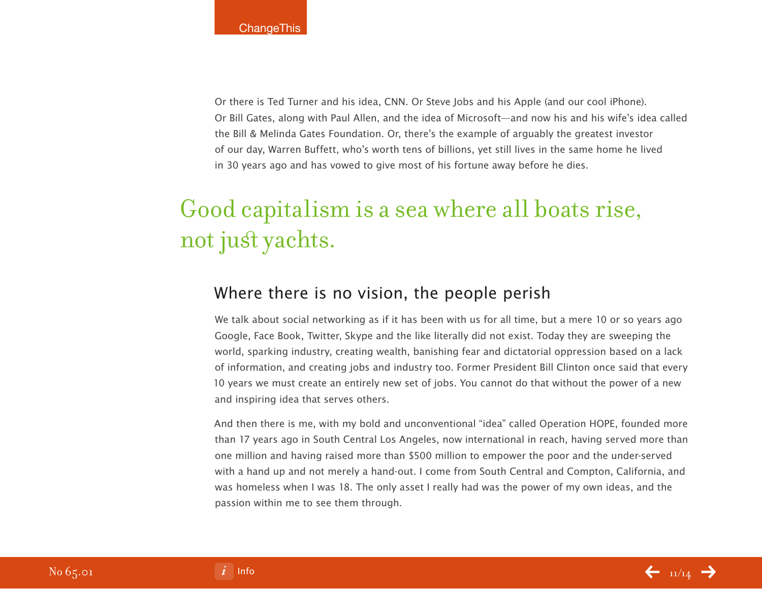Or there is Ted Turner and his idea, CNN. Or Steve Jobs and his Apple (and our cool iPhone). Or Bill Gates, along with Paul Allen, and the idea of Microsoft—and now his and his wife's idea called the Bill & Melinda Gates Foundation. Or, there's the example of arguably the greatest investor of our day, Warren Buffett, who's worth tens of billions, yet still lives in the same home he lived in 30 years ago and has vowed to give most of his fortune away before he dies.

> Good capitalism is a sea where all boats rise, not just yachts.

## Where there is no vision, the people perish

We talk about social networking as if it has been with us for all time, but a mere 10 or so years ago Google, Face Book, Twitter, Skype and the like literally did not exist. Today they are sweeping the world, sparking industry, creating wealth, banishing fear and dictatorial oppression based on a lack of information, and creating jobs and industry too. Former President Bill Clinton once said that every 10 years we must create an entirely new set of jobs. You cannot do that without the power of a new and inspiring idea that serves others.

And then there is me, with my bold and unconventional "idea" called Operation HOPE, founded more than 17 years ago in South Central Los Angeles, now international in reach, having served more than one million and having raised more than $500 million to empower the poor and the under-served with a hand up and not merely a hand-out. I come from South Central and Compton, California, and was homeless when I was 18. The only asset I really had was the power of my own ideas, and the passion within me to see them through.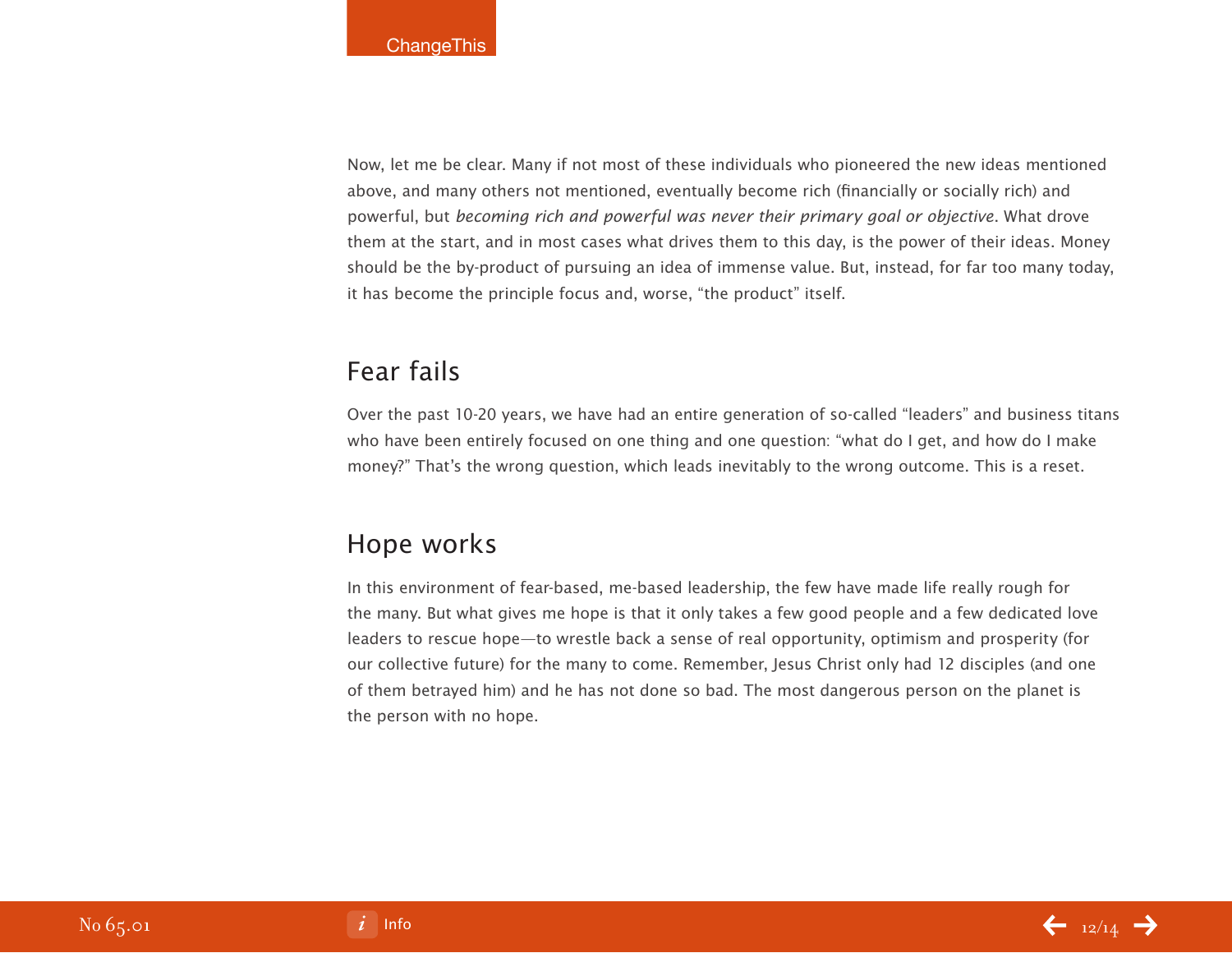Now, let me be clear. Many if not most of these individuals who pioneered the new ideas mentioned above, and many others not mentioned, eventually become rich (financially or socially rich) and powerful, but *becoming rich and powerful was never their primary goal or objective*. What drove them at the start, and in most cases what drives them to this day, is the power of their ideas. Money should be the by-product of pursuing an idea of immense value. But, instead, for far too many today, it has become the principle focus and, worse, “the product” itself.

## Fear fails

Over the past 10-20 years, we have had an entire generation of so-called “leaders” and business titans who have been entirely focused on one thing and one question: “what do I get, and how do I make money?” That’s the wrong question, which leads inevitably to the wrong outcome. This is a reset.

## Hope works

In this environment of fear-based, me-based leadership, the few have made life really rough for the many. But what gives me hope is that it only takes a few good people and a few dedicated love leaders to rescue hope—to wrestle back a sense of real opportunity, optimism and prosperity (for our collective future) for the many to come. Remember, Jesus Christ only had 12 disciples (and one of them betrayed him) and he has not done so bad. The most dangerous person on the planet is the person with no hope.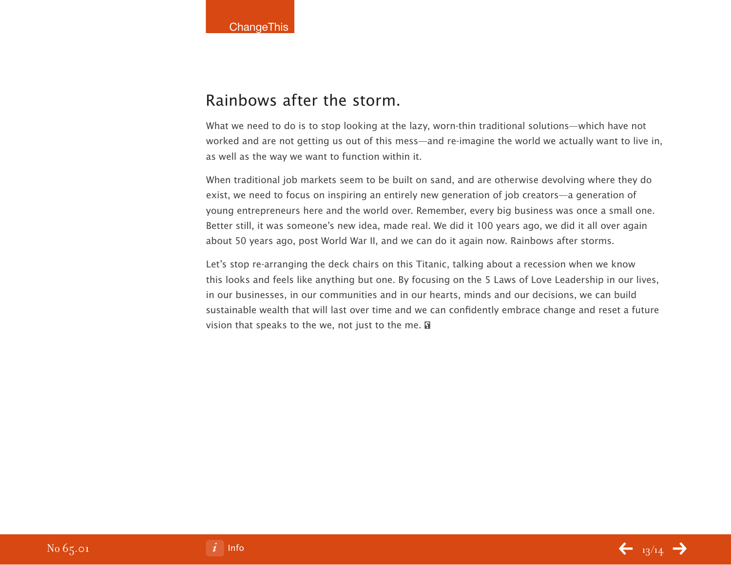## Rainbows after the storm.

What we need to do is to stop looking at the lazy, worn-thin traditional solutions—which have not worked and are not getting us out of this mess—and re-imagine the world we actually want to live in, as well as the way we want to function within it.

When traditional job markets seem to be built on sand, and are otherwise devolving where they do exist, we need to focus on inspiring an entirely new generation of job creators—a generation of young entrepreneurs here and the world over. Remember, every big business was once a small one. Better still, it was someone's new idea, made real. We did it 100 years ago, we did it all over again about 50 years ago, post World War II, and we can do it again now. Rainbows after storms.

Let's stop re-arranging the deck chairs on this Titanic, talking about a recession when we know this looks and feels like anything but one. By focusing on the 5 Laws of Love Leadership in our lives, in our businesses, in our communities and in our hearts, minds and our decisions, we can build sustainable wealth that will last over time and we can confidently embrace change and reset a future vision that speaks to the we, not just to the me.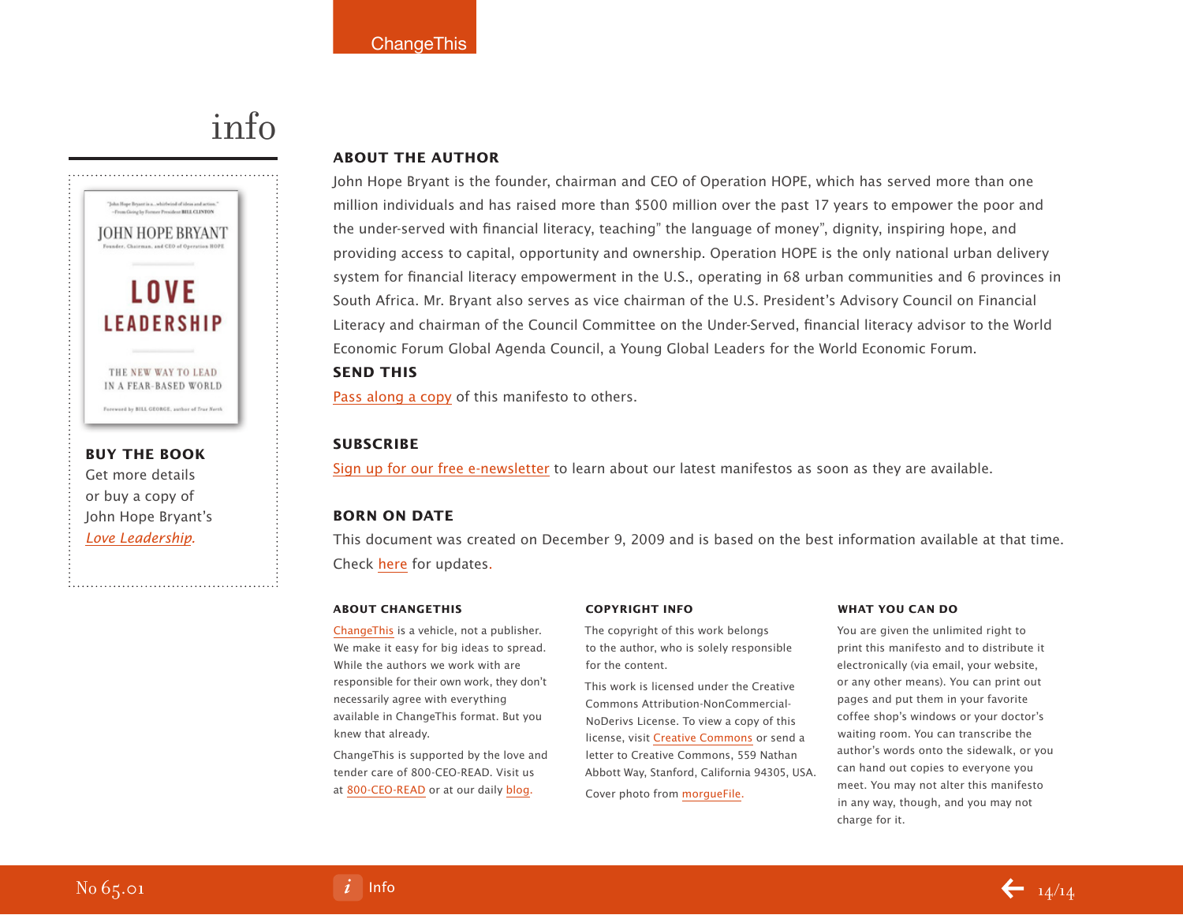# info

**BUY THE BOOK**
Get more details or buy a copy of John Hope Bryant's *Love Leadership*.

## ABOUT THE AUTHOR

John Hope Bryant is the founder, chairman and CEO of Operation HOPE, which has served more than one million individuals and has raised more than $500 million over the past 17 years to empower the poor and the under-served with financial literacy, teaching" the language of money", dignity, inspiring hope, and providing access to capital, opportunity and ownership. Operation HOPE is the only national urban delivery system for financial literacy empowerment in the U.S., operating in 68 urban communities and 6 provinces in South Africa. Mr. Bryant also serves as vice chairman of the U.S. President's Advisory Council on Financial Literacy and chairman of the Council Committee on the Under-Served, financial literacy advisor to the World Economic Forum Global Agenda Council, a Young Global Leaders for the World Economic Forum.

## SEND THIS

Pass along a copy of this manifesto to others.

## SUBSCRIBE

Sign up for our free e-newsletter to learn about our latest manifestos as soon as they are available.

## BORN ON DATE

This document was created on December 9, 2009 and is based on the best information available at that time. Check here for updates.

### ABOUT CHANGETHIS

ChangeThis is a vehicle, not a publisher. We make it easy for big ideas to spread. While the authors we work with are responsible for their own work, they don't necessarily agree with everything available in ChangeThis format. But you knew that already.

ChangeThis is supported by the love and tender care of 800-CEO-READ. Visit us at 800-CEO-READ or at our daily blog.

### COPYRIGHT INFO

The copyright of this work belongs to the author, who is solely responsible for the content.

This work is licensed under the Creative Commons Attribution-NonCommercial-NoDerivs License. To view a copy of this license, visit Creative Commons or send a letter to Creative Commons, 559 Nathan Abbott Way, Stanford, California 94305, USA.

Cover photo from morgueFile.

### WHAT YOU CAN DO

You are given the unlimited right to print this manifesto and to distribute it electronically (via email, your website, or any other means). You can print out pages and put them in your favorite coffee shop's windows or your doctor's waiting room. You can transcribe the author's words onto the sidewalk, or you can hand out copies to everyone you meet. You may not alter this manifesto in any way, though, and you may not charge for it.